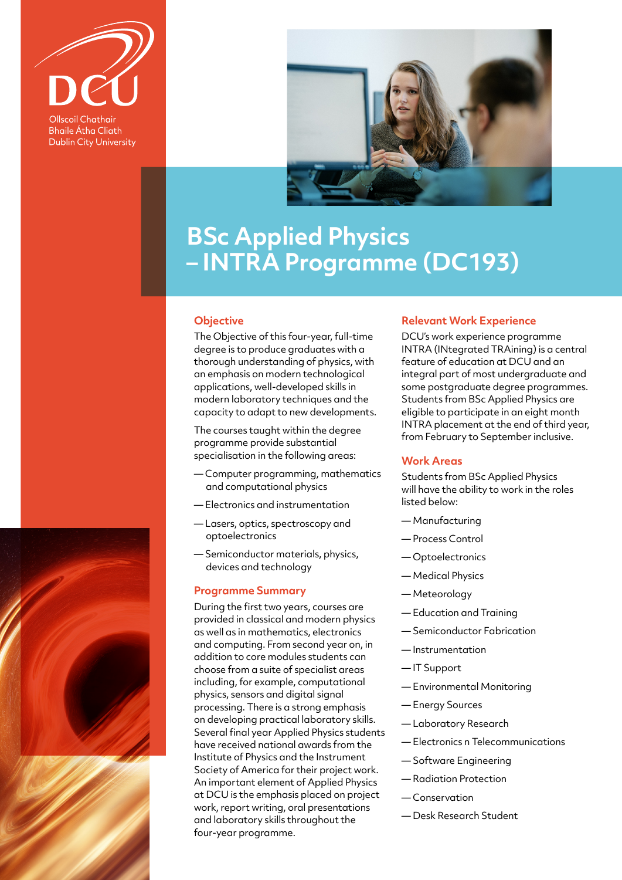Ollscoil Chathair Bhaile Átha Cliath
Dublin City University

# BSc Applied Physics – INTRA Programme (DC193)

## Objective

The Objective of this four-year, full-time degree is to produce graduates with a thorough understanding of physics, with an emphasis on modern technological applications, well-developed skills in modern laboratory techniques and the capacity to adapt to new developments.

The courses taught within the degree programme provide substantial specialisation in the following areas:

- Computer programming, mathematics and computational physics
- Electronics and instrumentation
- Lasers, optics, spectroscopy and optoelectronics
- Semiconductor materials, physics, devices and technology

## Programme Summary

During the first two years, courses are provided in classical and modern physics as well as in mathematics, electronics and computing. From second year on, in addition to core modules students can choose from a suite of specialist areas including, for example, computational physics, sensors and digital signal processing. There is a strong emphasis on developing practical laboratory skills. Several final year Applied Physics students have received national awards from the Institute of Physics and the Instrument Society of America for their project work. An important element of Applied Physics at DCU is the emphasis placed on project work, report writing, oral presentations and laboratory skills throughout the four-year programme.

## Relevant Work Experience

DCU's work experience programme INTRA (INtegrated TRAining) is a central feature of education at DCU and an integral part of most undergraduate and some postgraduate degree programmes. Students from BSc Applied Physics are eligible to participate in an eight month INTRA placement at the end of third year, from February to September inclusive.

## Work Areas

Students from BSc Applied Physics will have the ability to work in the roles listed below:

- Manufacturing
- Process Control
- Optoelectronics
- Medical Physics
- Meteorology
- Education and Training
- Semiconductor Fabrication
- Instrumentation
- IT Support
- Environmental Monitoring
- Energy Sources
- Laboratory Research
- Electronics n Telecommunications
- Software Engineering
- Radiation Protection
- Conservation
- Desk Research Student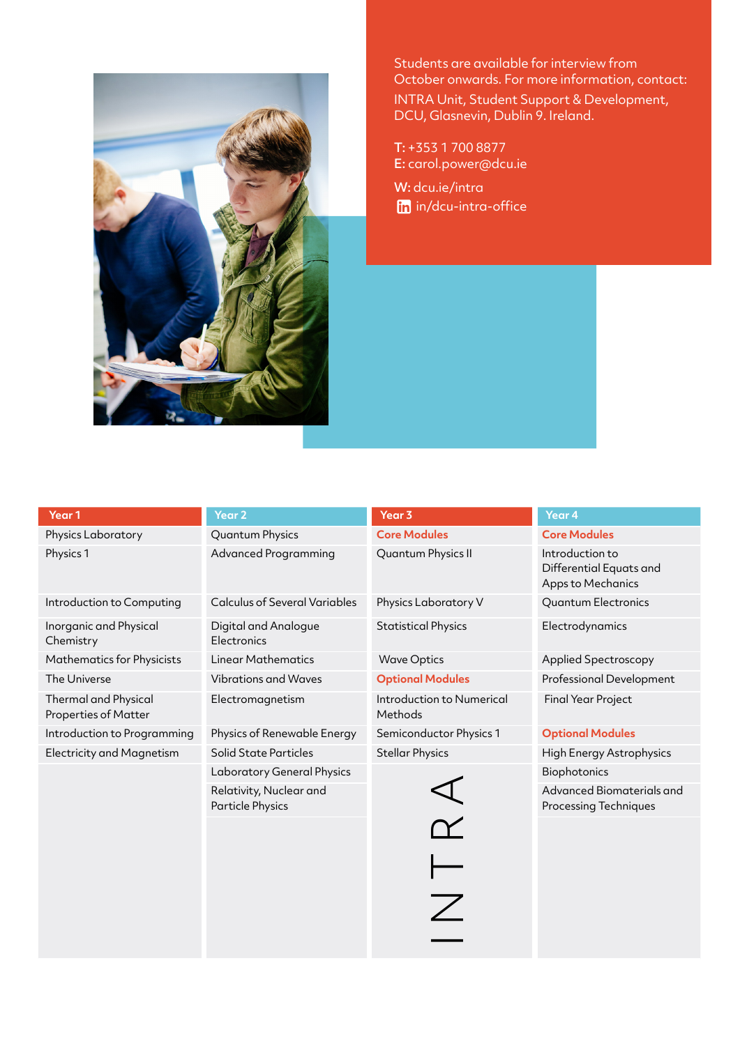Students are available for interview from October onwards. For more information, contact:

INTRA Unit, Student Support & Development, DCU, Glasnevin, Dublin 9. Ireland.

**T:** +353 1 700 8877
**E:** carol.power@dcu.ie

**W:** dcu.ie/intra
in/dcu-intra-office

| Year 1 | Year 2 | Year 3 | Year 4 |
|---|---|---|---|
| Physics Laboratory | Quantum Physics | **Core Modules** | **Core Modules** |
| Physics 1 | Advanced Programming | Quantum Physics II | Introduction to Differential Equats and Apps to Mechanics |
| Introduction to Computing | Calculus of Several Variables | Physics Laboratory V | Quantum Electronics |
| Inorganic and Physical Chemistry | Digital and Analogue Electronics | Statistical Physics | Electrodynamics |
| Mathematics for Physicists | Linear Mathematics | Wave Optics | Applied Spectroscopy |
| The Universe | Vibrations and Waves | **Optional Modules** | Professional Development |
| Thermal and Physical Properties of Matter | Electromagnetism | Introduction to Numerical Methods | Final Year Project |
| Introduction to Programming | Physics of Renewable Energy | Semiconductor Physics 1 | **Optional Modules** |
| Electricity and Magnetism | Solid State Particles | Stellar Physics | High Energy Astrophysics |
| | Laboratory General Physics | | Biophotonics |
| | Relativity, Nuclear and Particle Physics | | Advanced Biomaterials and Processing Techniques |

INTRA